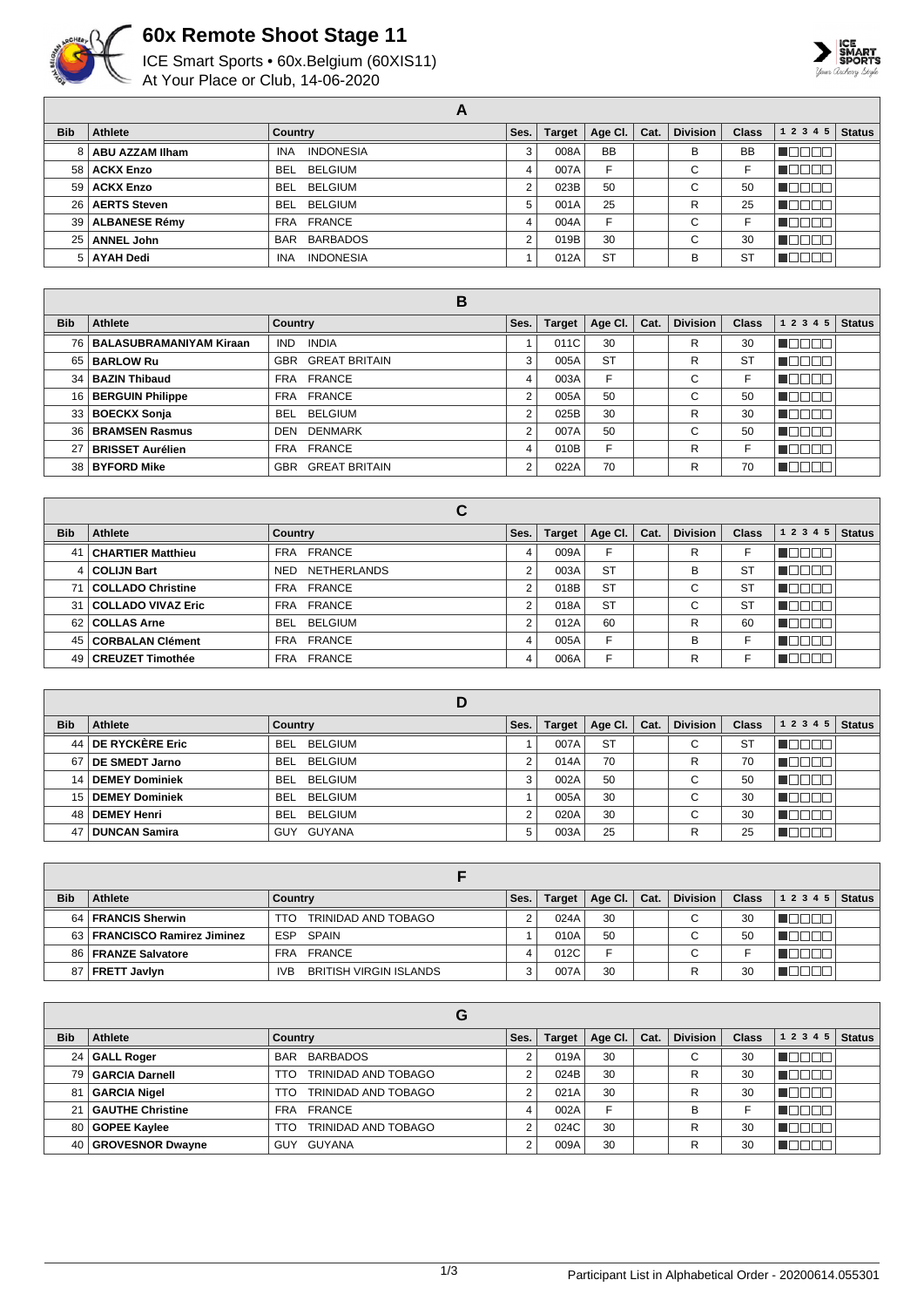# 60x Remote Shoot Stage 11

ICE Smart Sports • 60x.Belgium (60XIS11)
At Your Place or Club, 14-06-2020

## A

| Bib | Athlete | Country | Ses. | Target | Age Cl. | Cat. | Division | Class | 1 2 3 4 5 | Status |
|---|---|---|---|---|---|---|---|---|---|---|
| 8 | ABU AZZAM Ilham | INA INDONESIA | 3 | 008A | BB | | B | BB | | |
| 58 | ACKX Enzo | BEL BELGIUM | 4 | 007A | F | | C | F | | |
| 59 | ACKX Enzo | BEL BELGIUM | 2 | 023B | 50 | | C | 50 | | |
| 26 | AERTS Steven | BEL BELGIUM | 5 | 001A | 25 | | R | 25 | | |
| 39 | ALBANESE Rémy | FRA FRANCE | 4 | 004A | F | | C | F | | |
| 25 | ANNEL John | BAR BARBADOS | 2 | 019B | 30 | | C | 30 | | |
| 5 | AYAH Dedi | INA INDONESIA | 1 | 012A | ST | | B | ST | | |

## B

| Bib | Athlete | Country | Ses. | Target | Age Cl. | Cat. | Division | Class | 1 2 3 4 5 | Status |
|---|---|---|---|---|---|---|---|---|---|---|
| 76 | BALASUBRAMANIYAM Kiraan | IND INDIA | 1 | 011C | 30 | | R | 30 | | |
| 65 | BARLOW Ru | GBR GREAT BRITAIN | 3 | 005A | ST | | R | ST | | |
| 34 | BAZIN Thibaud | FRA FRANCE | 4 | 003A | F | | C | F | | |
| 16 | BERGUIN Philippe | FRA FRANCE | 2 | 005A | 50 | | C | 50 | | |
| 33 | BOECKX Sonja | BEL BELGIUM | 2 | 025B | 30 | | R | 30 | | |
| 36 | BRAMSEN Rasmus | DEN DENMARK | 2 | 007A | 50 | | C | 50 | | |
| 27 | BRISSET Aurélien | FRA FRANCE | 4 | 010B | F | | R | F | | |
| 38 | BYFORD Mike | GBR GREAT BRITAIN | 2 | 022A | 70 | | R | 70 | | |

## C

| Bib | Athlete | Country | Ses. | Target | Age Cl. | Cat. | Division | Class | 1 2 3 4 5 | Status |
|---|---|---|---|---|---|---|---|---|---|---|
| 41 | CHARTIER Matthieu | FRA FRANCE | 4 | 009A | F | | R | F | | |
| 4 | COLIJN Bart | NED NETHERLANDS | 2 | 003A | ST | | B | ST | | |
| 71 | COLLADO Christine | FRA FRANCE | 2 | 018B | ST | | C | ST | | |
| 31 | COLLADO VIVAZ Eric | FRA FRANCE | 2 | 018A | ST | | C | ST | | |
| 62 | COLLAS Arne | BEL BELGIUM | 2 | 012A | 60 | | R | 60 | | |
| 45 | CORBALAN Clément | FRA FRANCE | 4 | 005A | F | | B | F | | |
| 49 | CREUZET Timothée | FRA FRANCE | 4 | 006A | F | | R | F | | |

## D

| Bib | Athlete | Country | Ses. | Target | Age Cl. | Cat. | Division | Class | 1 2 3 4 5 | Status |
|---|---|---|---|---|---|---|---|---|---|---|
| 44 | DE RYCKÈRE Eric | BEL BELGIUM | 1 | 007A | ST | | C | ST | | |
| 67 | DE SMEDT Jarno | BEL BELGIUM | 2 | 014A | 70 | | R | 70 | | |
| 14 | DEMEY Dominiek | BEL BELGIUM | 3 | 002A | 50 | | C | 50 | | |
| 15 | DEMEY Dominiek | BEL BELGIUM | 1 | 005A | 30 | | C | 30 | | |
| 48 | DEMEY Henri | BEL BELGIUM | 2 | 020A | 30 | | C | 30 | | |
| 47 | DUNCAN Samira | GUY GUYANA | 5 | 003A | 25 | | R | 25 | | |

## F

| Bib | Athlete | Country | Ses. | Target | Age Cl. | Cat. | Division | Class | 1 2 3 4 5 | Status |
|---|---|---|---|---|---|---|---|---|---|---|
| 64 | FRANCIS Sherwin | TTO TRINIDAD AND TOBAGO | 2 | 024A | 30 | | C | 30 | | |
| 63 | FRANCISCO Ramirez Jiminez | ESP SPAIN | 1 | 010A | 50 | | C | 50 | | |
| 86 | FRANZE Salvatore | FRA FRANCE | 4 | 012C | F | | C | F | | |
| 87 | FRETT Javlyn | IVB BRITISH VIRGIN ISLANDS | 3 | 007A | 30 | | R | 30 | | |

## G

| Bib | Athlete | Country | Ses. | Target | Age Cl. | Cat. | Division | Class | 1 2 3 4 5 | Status |
|---|---|---|---|---|---|---|---|---|---|---|
| 24 | GALL Roger | BAR BARBADOS | 2 | 019A | 30 | | C | 30 | | |
| 79 | GARCIA Darnell | TTO TRINIDAD AND TOBAGO | 2 | 024B | 30 | | R | 30 | | |
| 81 | GARCIA Nigel | TTO TRINIDAD AND TOBAGO | 2 | 021A | 30 | | R | 30 | | |
| 21 | GAUTHE Christine | FRA FRANCE | 4 | 002A | F | | B | F | | |
| 80 | GOPEE Kaylee | TTO TRINIDAD AND TOBAGO | 2 | 024C | 30 | | R | 30 | | |
| 40 | GROVESNOR Dwayne | GUY GUYANA | 2 | 009A | 30 | | R | 30 | | |

Participant List in Alphabetical Order - 20200614.055301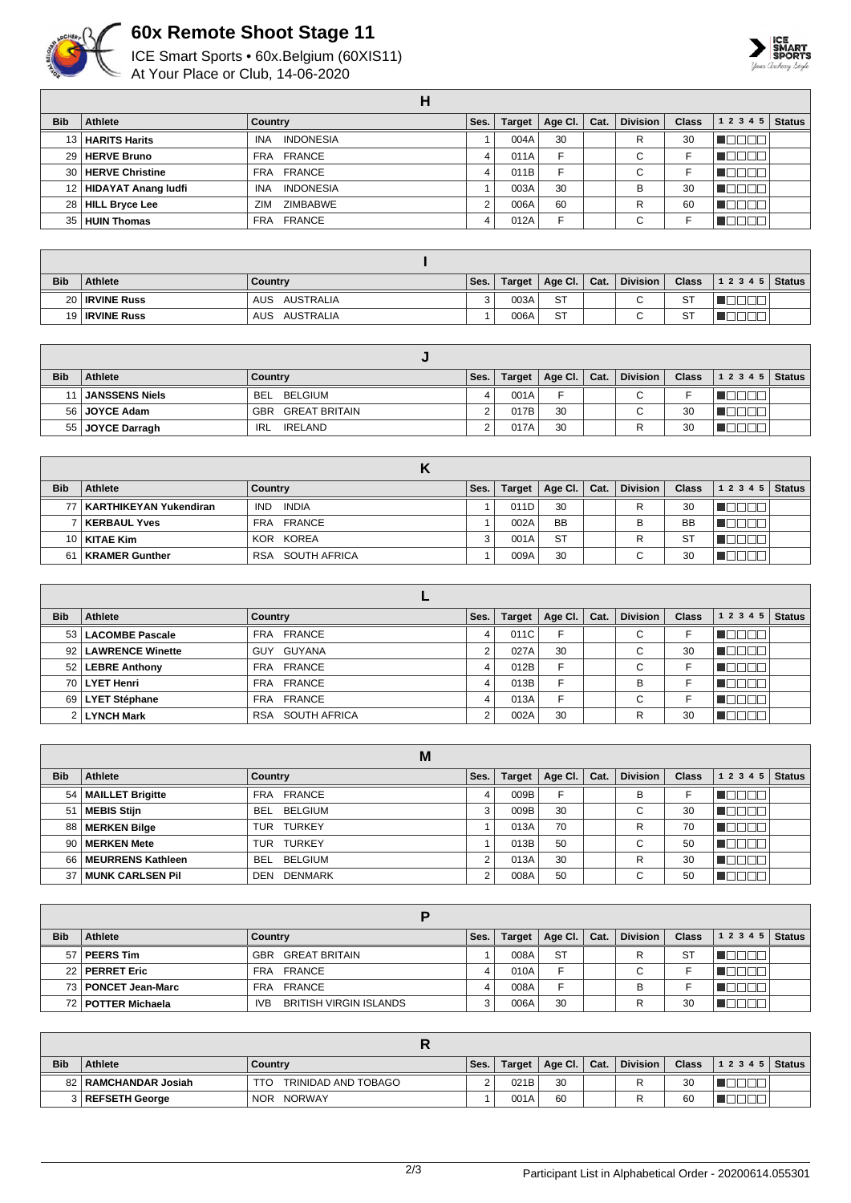# 60x Remote Shoot Stage 11

ICE Smart Sports • 60x.Belgium (60XIS11)
At Your Place or Club, 14-06-2020

## H

| Bib | Athlete | Country | Ses. | Target | Age Cl. | Cat. | Division | Class | 1 2 3 4 5 | Status |
|---|---|---|---|---|---|---|---|---|---|---|
| 13 | **HARITS Harits** | INA INDONESIA | 1 | 004A | 30 | | R | 30 | | |
| 29 | **HERVE Bruno** | FRA FRANCE | 4 | 011A | F | | C | F | | |
| 30 | **HERVE Christine** | FRA FRANCE | 4 | 011B | F | | C | F | | |
| 12 | **HIDAYAT Anang ludfi** | INA INDONESIA | 1 | 003A | 30 | | B | 30 | | |
| 28 | **HILL Bryce Lee** | ZIM ZIMBABWE | 2 | 006A | 60 | | R | 60 | | |
| 35 | **HUIN Thomas** | FRA FRANCE | 4 | 012A | F | | C | F | | |

## I

| Bib | Athlete | Country | Ses. | Target | Age Cl. | Cat. | Division | Class | 1 2 3 4 5 | Status |
|---|---|---|---|---|---|---|---|---|---|---|
| 20 | **IRVINE Russ** | AUS AUSTRALIA | 3 | 003A | ST | | C | ST | | |
| 19 | **IRVINE Russ** | AUS AUSTRALIA | 1 | 006A | ST | | C | ST | | |

## J

| Bib | Athlete | Country | Ses. | Target | Age Cl. | Cat. | Division | Class | 1 2 3 4 5 | Status |
|---|---|---|---|---|---|---|---|---|---|---|
| 11 | **JANSSENS Niels** | BEL BELGIUM | 4 | 001A | F | | C | F | | |
| 56 | **JOYCE Adam** | GBR GREAT BRITAIN | 2 | 017B | 30 | | C | 30 | | |
| 55 | **JOYCE Darragh** | IRL IRELAND | 2 | 017A | 30 | | R | 30 | | |

## K

| Bib | Athlete | Country | Ses. | Target | Age Cl. | Cat. | Division | Class | 1 2 3 4 5 | Status |
|---|---|---|---|---|---|---|---|---|---|---|
| 77 | **KARTHIKEYAN Yukendiran** | IND INDIA | 1 | 011D | 30 | | R | 30 | | |
| 7 | **KERBAUL Yves** | FRA FRANCE | 1 | 002A | BB | | B | BB | | |
| 10 | **KITAE Kim** | KOR KOREA | 3 | 001A | ST | | R | ST | | |
| 61 | **KRAMER Gunther** | RSA SOUTH AFRICA | 1 | 009A | 30 | | C | 30 | | |

## L

| Bib | Athlete | Country | Ses. | Target | Age Cl. | Cat. | Division | Class | 1 2 3 4 5 | Status |
|---|---|---|---|---|---|---|---|---|---|---|
| 53 | **LACOMBE Pascale** | FRA FRANCE | 4 | 011C | F | | C | F | | |
| 92 | **LAWRENCE Winette** | GUY GUYANA | 2 | 027A | 30 | | C | 30 | | |
| 52 | **LEBRE Anthony** | FRA FRANCE | 4 | 012B | F | | C | F | | |
| 70 | **LYET Henri** | FRA FRANCE | 4 | 013B | F | | B | F | | |
| 69 | **LYET Stéphane** | FRA FRANCE | 4 | 013A | F | | C | F | | |
| 2 | **LYNCH Mark** | RSA SOUTH AFRICA | 2 | 002A | 30 | | R | 30 | | |

## M

| Bib | Athlete | Country | Ses. | Target | Age Cl. | Cat. | Division | Class | 1 2 3 4 5 | Status |
|---|---|---|---|---|---|---|---|---|---|---|
| 54 | **MAILLET Brigitte** | FRA FRANCE | 4 | 009B | F | | B | F | | |
| 51 | **MEBIS Stijn** | BEL BELGIUM | 3 | 009B | 30 | | C | 30 | | |
| 88 | **MERKEN Bilge** | TUR TURKEY | 1 | 013A | 70 | | R | 70 | | |
| 90 | **MERKEN Mete** | TUR TURKEY | 1 | 013B | 50 | | C | 50 | | |
| 66 | **MEURRENS Kathleen** | BEL BELGIUM | 2 | 013A | 30 | | R | 30 | | |
| 37 | **MUNK CARLSEN Pil** | DEN DENMARK | 2 | 008A | 50 | | C | 50 | | |

## P

| Bib | Athlete | Country | Ses. | Target | Age Cl. | Cat. | Division | Class | 1 2 3 4 5 | Status |
|---|---|---|---|---|---|---|---|---|---|---|
| 57 | **PEERS Tim** | GBR GREAT BRITAIN | 1 | 008A | ST | | R | ST | | |
| 22 | **PERRET Eric** | FRA FRANCE | 4 | 010A | F | | C | F | | |
| 73 | **PONCET Jean-Marc** | FRA FRANCE | 4 | 008A | F | | B | F | | |
| 72 | **POTTER Michaela** | IVB BRITISH VIRGIN ISLANDS | 3 | 006A | 30 | | R | 30 | | |

## R

| Bib | Athlete | Country | Ses. | Target | Age Cl. | Cat. | Division | Class | 1 2 3 4 5 | Status |
|---|---|---|---|---|---|---|---|---|---|---|
| 82 | **RAMCHANDAR Josiah** | TTO TRINIDAD AND TOBAGO | 2 | 021B | 30 | | R | 30 | | |
| 3 | **REFSETH George** | NOR NORWAY | 1 | 001A | 60 | | R | 60 | | |

Participant List in Alphabetical Order - 20200614.055301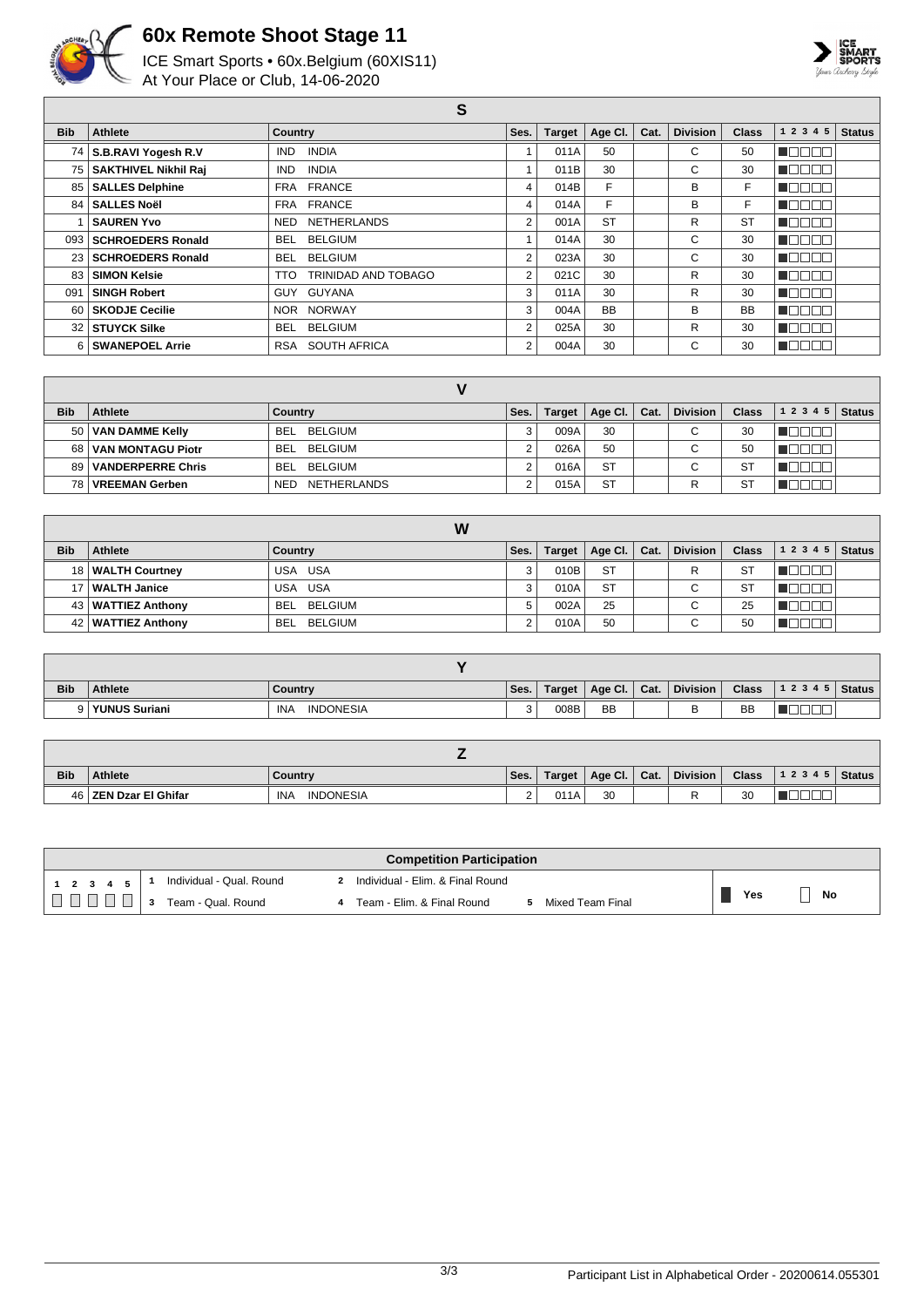# 60x Remote Shoot Stage 11

ICE Smart Sports • 60x.Belgium (60XIS11)
At Your Place or Club, 14-06-2020

## S

| Bib | Athlete | Country | Ses. | Target | Age Cl. | Cat. | Division | Class | 1 2 3 4 5 | Status |
|---|---|---|---|---|---|---|---|---|---|---|
| 74 | **S.B.RAVI Yogesh R.V** | IND INDIA | 1 | 011A | 50 | | C | 50 | ■□□□□ | |
| 75 | **SAKTHIVEL Nikhil Raj** | IND INDIA | 1 | 011B | 30 | | C | 30 | ■□□□□ | |
| 85 | **SALLES Delphine** | FRA FRANCE | 4 | 014B | F | | B | F | ■□□□□ | |
| 84 | **SALLES Noël** | FRA FRANCE | 4 | 014A | F | | B | F | ■□□□□ | |
| 1 | **SAUREN Yvo** | NED NETHERLANDS | 2 | 001A | ST | | R | ST | ■□□□□ | |
| 093 | **SCHROEDERS Ronald** | BEL BELGIUM | 1 | 014A | 30 | | C | 30 | ■□□□□ | |
| 23 | **SCHROEDERS Ronald** | BEL BELGIUM | 2 | 023A | 30 | | C | 30 | ■□□□□ | |
| 83 | **SIMON Kelsie** | TTO TRINIDAD AND TOBAGO | 2 | 021C | 30 | | R | 30 | ■□□□□ | |
| 091 | **SINGH Robert** | GUY GUYANA | 3 | 011A | 30 | | R | 30 | ■□□□□ | |
| 60 | **SKODJE Cecilie** | NOR NORWAY | 3 | 004A | BB | | B | BB | ■□□□□ | |
| 32 | **STUYCK Silke** | BEL BELGIUM | 2 | 025A | 30 | | R | 30 | ■□□□□ | |
| 6 | **SWANEPOEL Arrie** | RSA SOUTH AFRICA | 2 | 004A | 30 | | C | 30 | ■□□□□ | |

## V

| Bib | Athlete | Country | Ses. | Target | Age Cl. | Cat. | Division | Class | 1 2 3 4 5 | Status |
|---|---|---|---|---|---|---|---|---|---|---|
| 50 | **VAN DAMME Kelly** | BEL BELGIUM | 3 | 009A | 30 | | C | 30 | ■□□□□ | |
| 68 | **VAN MONTAGU Piotr** | BEL BELGIUM | 2 | 026A | 50 | | C | 50 | ■□□□□ | |
| 89 | **VANDERPERRE Chris** | BEL BELGIUM | 2 | 016A | ST | | C | ST | ■□□□□ | |
| 78 | **VREEMAN Gerben** | NED NETHERLANDS | 2 | 015A | ST | | R | ST | ■□□□□ | |

## W

| Bib | Athlete | Country | Ses. | Target | Age Cl. | Cat. | Division | Class | 1 2 3 4 5 | Status |
|---|---|---|---|---|---|---|---|---|---|---|
| 18 | **WALTH Courtney** | USA USA | 3 | 010B | ST | | R | ST | ■□□□□ | |
| 17 | **WALTH Janice** | USA USA | 3 | 010A | ST | | C | ST | ■□□□□ | |
| 43 | **WATTIEZ Anthony** | BEL BELGIUM | 5 | 002A | 25 | | C | 25 | ■□□□□ | |
| 42 | **WATTIEZ Anthony** | BEL BELGIUM | 2 | 010A | 50 | | C | 50 | ■□□□□ | |

## Y

| Bib | Athlete | Country | Ses. | Target | Age Cl. | Cat. | Division | Class | 1 2 3 4 5 | Status |
|---|---|---|---|---|---|---|---|---|---|---|
| 9 | **YUNUS Suriani** | INA INDONESIA | 3 | 008B | BB | | B | BB | ■□□□□ | |

## Z

| Bib | Athlete | Country | Ses. | Target | Age Cl. | Cat. | Division | Class | 1 2 3 4 5 | Status |
|---|---|---|---|---|---|---|---|---|---|---|
| 46 | **ZEN Dzar El Ghifar** | INA INDONESIA | 2 | 011A | 30 | | R | 30 | ■□□□□ | |

## Competition Participation

| 1 2 3 4 5 | | | |
|---|---|---|---|
| □□□□□ | 1 Individual - Qual. Round | 2 Individual - Elim. & Final Round | ■ Yes |
| | 3 Team - Qual. Round | 4 Team - Elim. & Final Round / 5 Mixed Team Final | □ No |

Participant List in Alphabetical Order - 20200614.055301